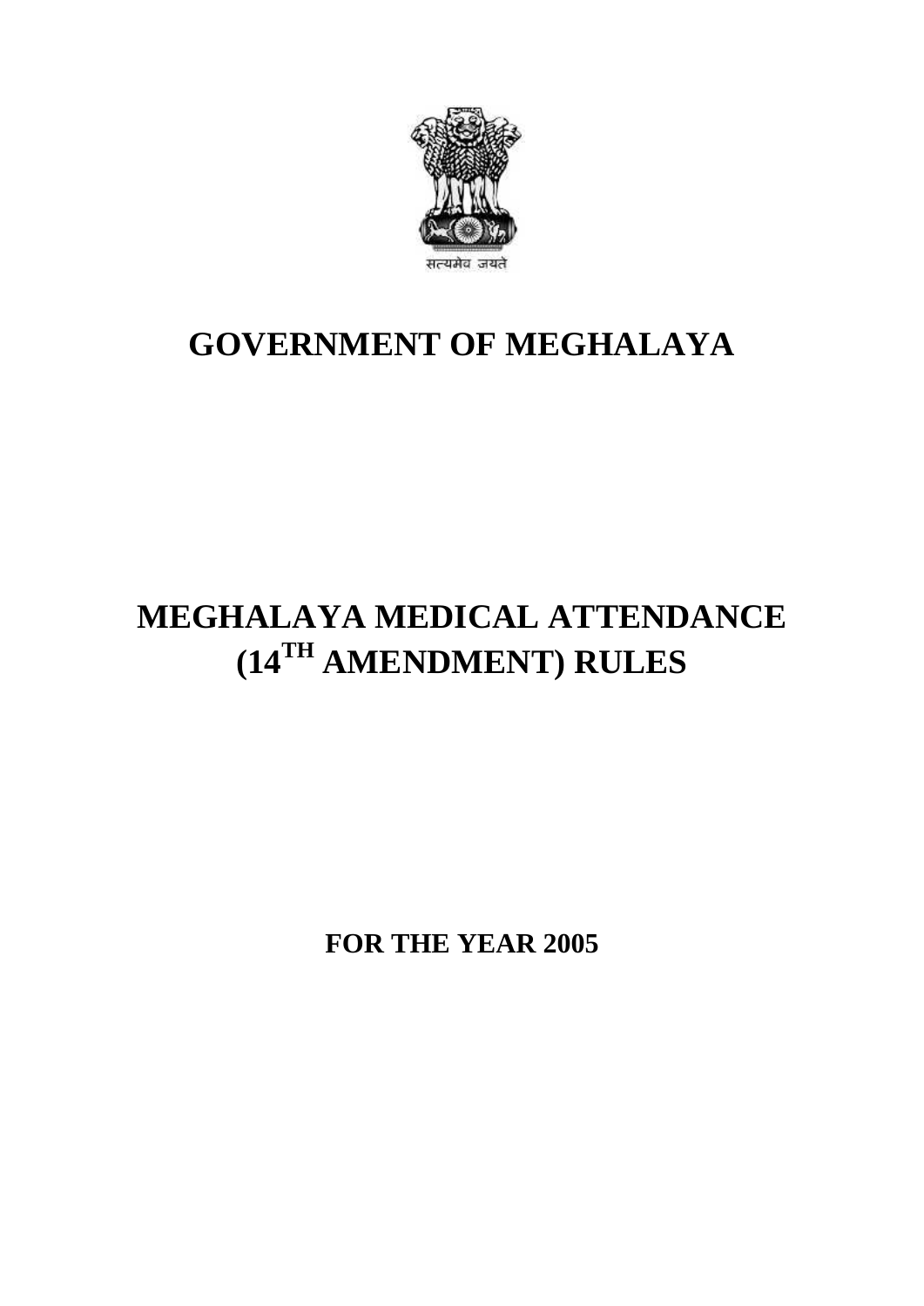सत्यमेव जयते

# GOVERNMENT OF MEGHALAYA

# MEGHALAYA MEDICAL ATTENDANCE (14TH AMENDMENT) RULES

**FOR THE YEAR 2005**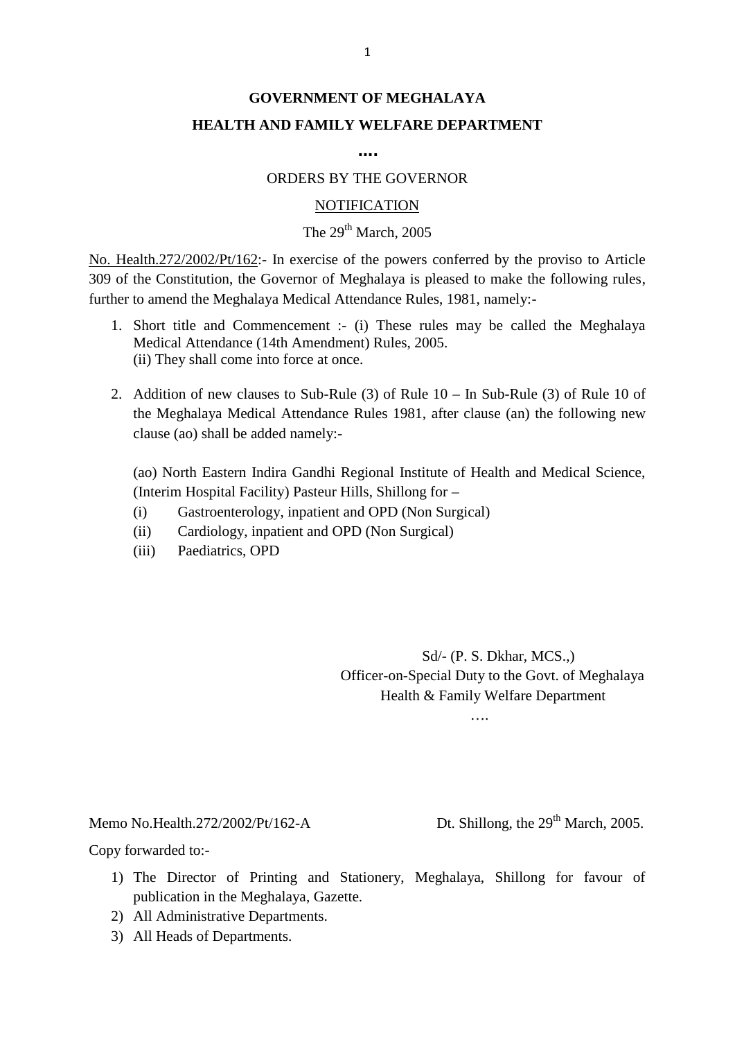**GOVERNMENT OF MEGHALAYA**

**HEALTH AND FAMILY WELFARE DEPARTMENT**

**....**

ORDERS BY THE GOVERNOR

NOTIFICATION

The 29th March, 2005

No. Health.272/2002/Pt/162:- In exercise of the powers conferred by the proviso to Article 309 of the Constitution, the Governor of Meghalaya is pleased to make the following rules, further to amend the Meghalaya Medical Attendance Rules, 1981, namely:-

1. Short title and Commencement :- (i) These rules may be called the Meghalaya Medical Attendance (14th Amendment) Rules, 2005.
   (ii) They shall come into force at once.

2. Addition of new clauses to Sub-Rule (3) of Rule 10 – In Sub-Rule (3) of Rule 10 of the Meghalaya Medical Attendance Rules 1981, after clause (an) the following new clause (ao) shall be added namely:-

   (ao) North Eastern Indira Gandhi Regional Institute of Health and Medical Science, (Interim Hospital Facility) Pasteur Hills, Shillong for –
   (i) Gastroenterology, inpatient and OPD (Non Surgical)
   (ii) Cardiology, inpatient and OPD (Non Surgical)
   (iii) Paediatrics, OPD

Sd/- (P. S. Dkhar, MCS.,)
Officer-on-Special Duty to the Govt. of Meghalaya
Health & Family Welfare Department

….

Memo No.Health.272/2002/Pt/162-A Dt. Shillong, the 29th March, 2005.

Copy forwarded to:-

1) The Director of Printing and Stationery, Meghalaya, Shillong for favour of publication in the Meghalaya, Gazette.
2) All Administrative Departments.
3) All Heads of Departments.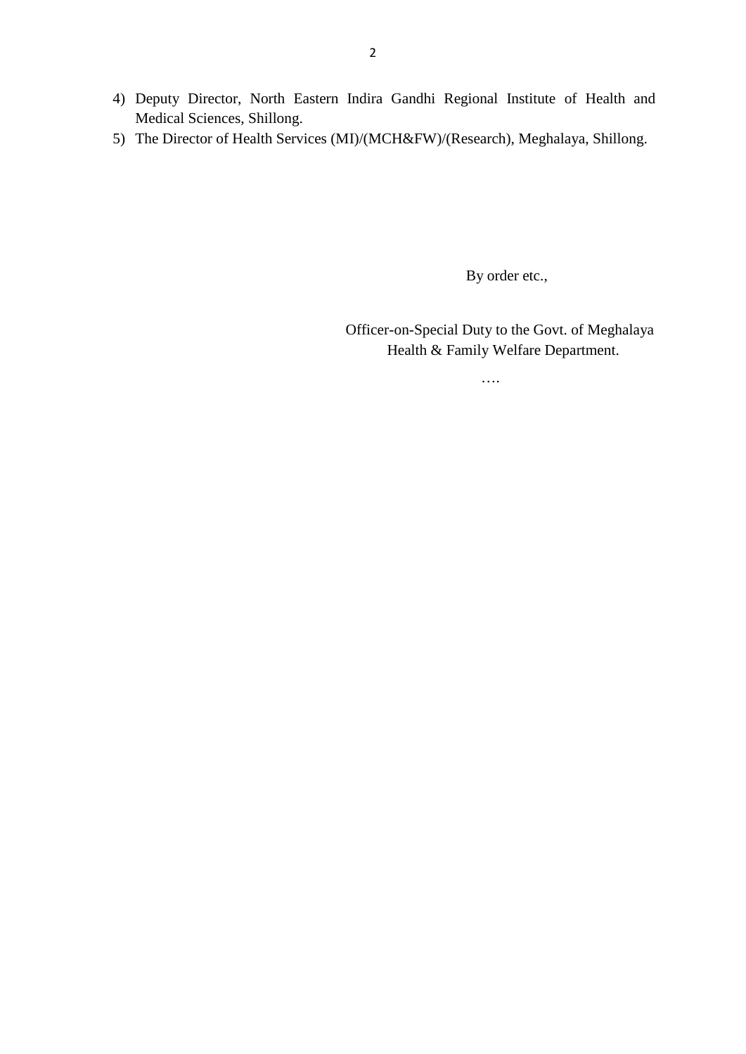4) Deputy Director, North Eastern Indira Gandhi Regional Institute of Health and Medical Sciences, Shillong.
5) The Director of Health Services (MI)/(MCH&FW)/(Research), Meghalaya, Shillong.

By order etc.,

Officer-on-Special Duty to the Govt. of Meghalaya
Health & Family Welfare Department.

….